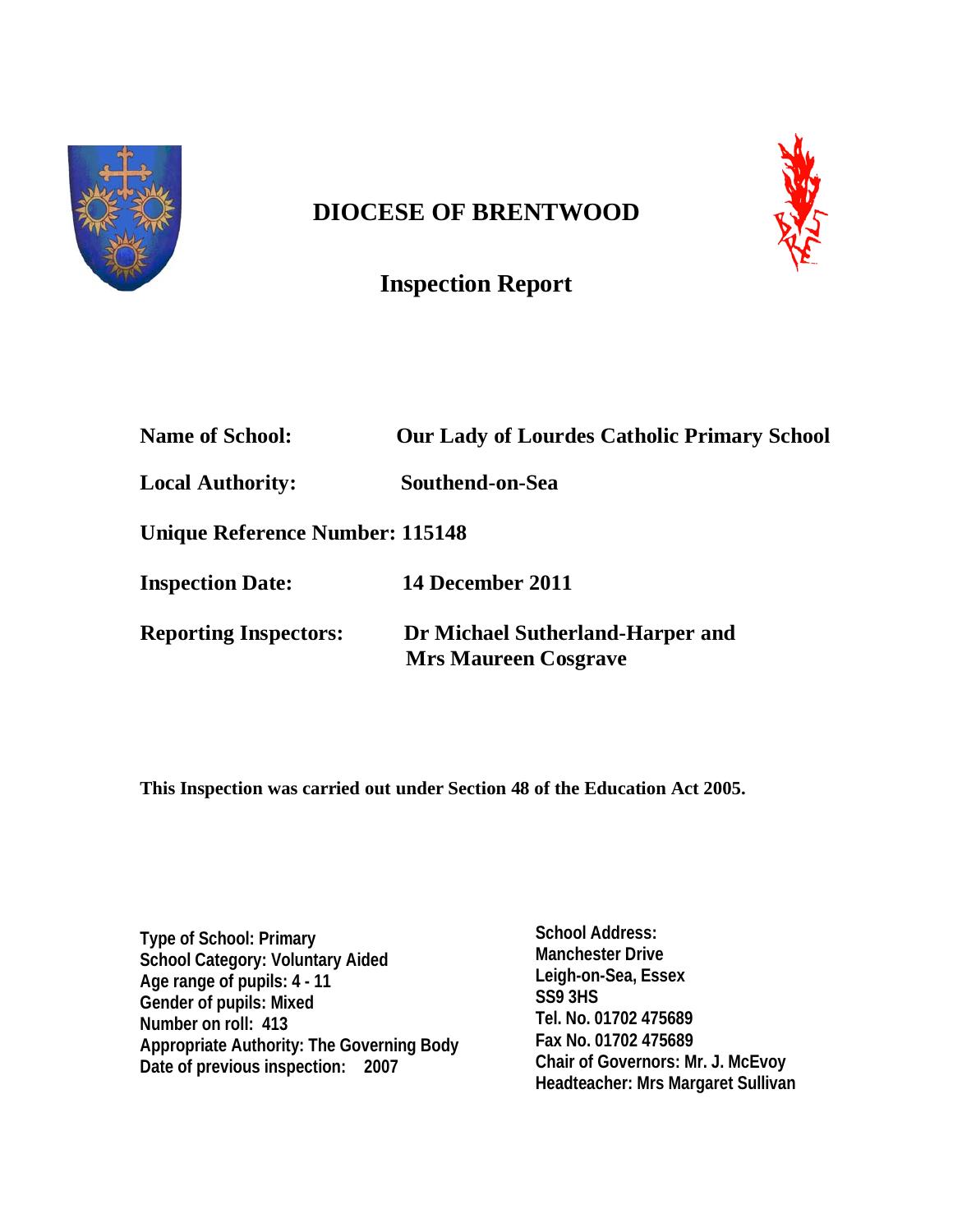# DIOCESE OF BRENTWOOD

## Inspection Report

**Name of School:** **Our Lady of Lourdes Catholic Primary School**

**Local Authority:** **Southend-on-Sea**

**Unique Reference Number: 115148**

**Inspection Date:** **14 December 2011**

**Reporting Inspectors:** **Dr Michael Sutherland-Harper and Mrs Maureen Cosgrave**

**This Inspection was carried out under Section 48 of the Education Act 2005.**

**Type of School: Primary**
**School Category: Voluntary Aided**
**Age range of pupils: 4 - 11**
**Gender of pupils: Mixed**
**Number on roll: 413**
**Appropriate Authority: The Governing Body**
**Date of previous inspection: 2007**

**School Address:**
**Manchester Drive**
**Leigh-on-Sea, Essex**
**SS9 3HS**
**Tel. No. 01702 475689**
**Fax No. 01702 475689**
**Chair of Governors: Mr. J. McEvoy**
**Headteacher: Mrs Margaret Sullivan**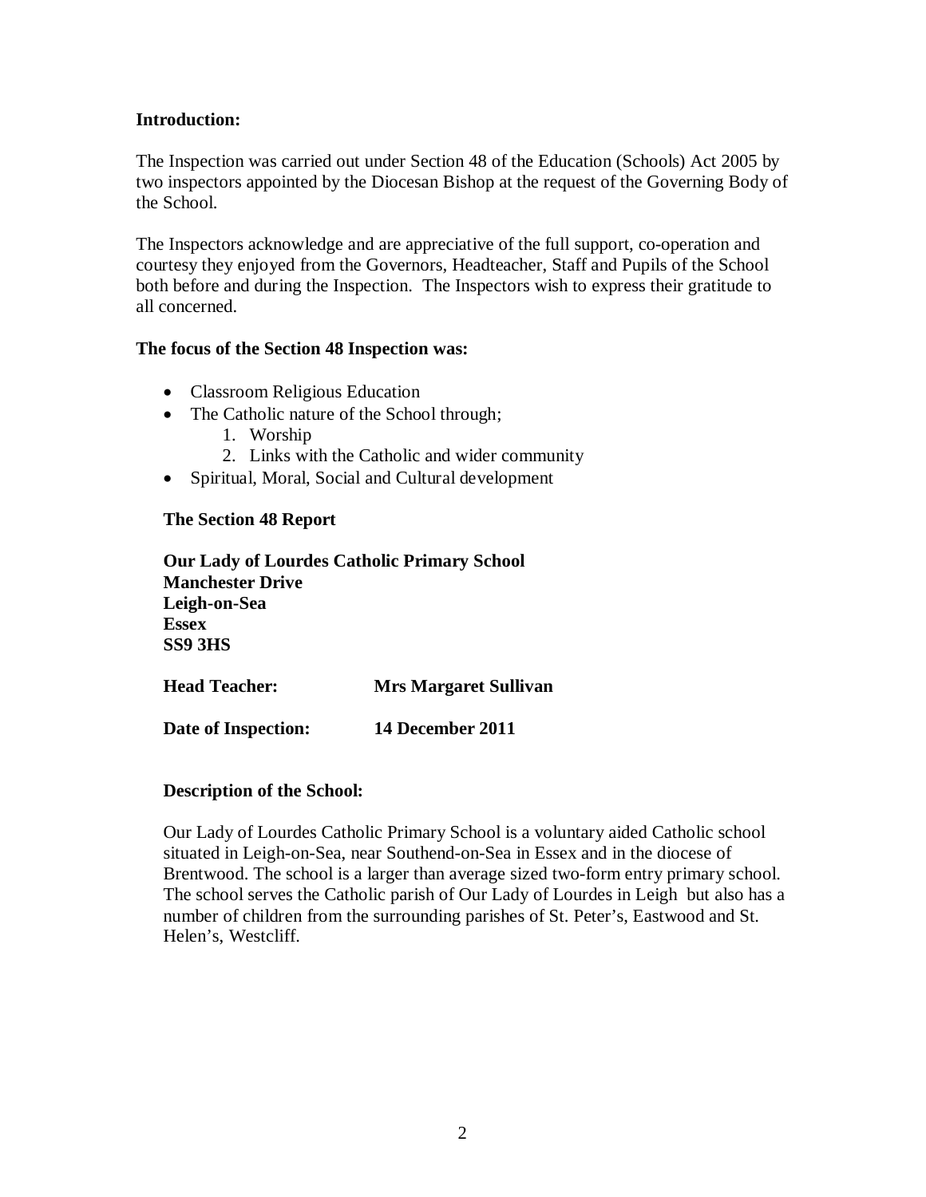**Introduction:**

The Inspection was carried out under Section 48 of the Education (Schools) Act 2005 by two inspectors appointed by the Diocesan Bishop at the request of the Governing Body of the School.

The Inspectors acknowledge and are appreciative of the full support, co-operation and courtesy they enjoyed from the Governors, Headteacher, Staff and Pupils of the School both before and during the Inspection. The Inspectors wish to express their gratitude to all concerned.

**The focus of the Section 48 Inspection was:**

- Classroom Religious Education
- The Catholic nature of the School through;
    1. Worship
    2. Links with the Catholic and wider community
- Spiritual, Moral, Social and Cultural development

**The Section 48 Report**

**Our Lady of Lourdes Catholic Primary School**
**Manchester Drive**
**Leigh-on-Sea**
**Essex**
**SS9 3HS**

**Head Teacher:** **Mrs Margaret Sullivan**

**Date of Inspection:** **14 December 2011**

**Description of the School:**

Our Lady of Lourdes Catholic Primary School is a voluntary aided Catholic school situated in Leigh-on-Sea, near Southend-on-Sea in Essex and in the diocese of Brentwood. The school is a larger than average sized two-form entry primary school. The school serves the Catholic parish of Our Lady of Lourdes in Leigh but also has a number of children from the surrounding parishes of St. Peter's, Eastwood and St. Helen's, Westcliff.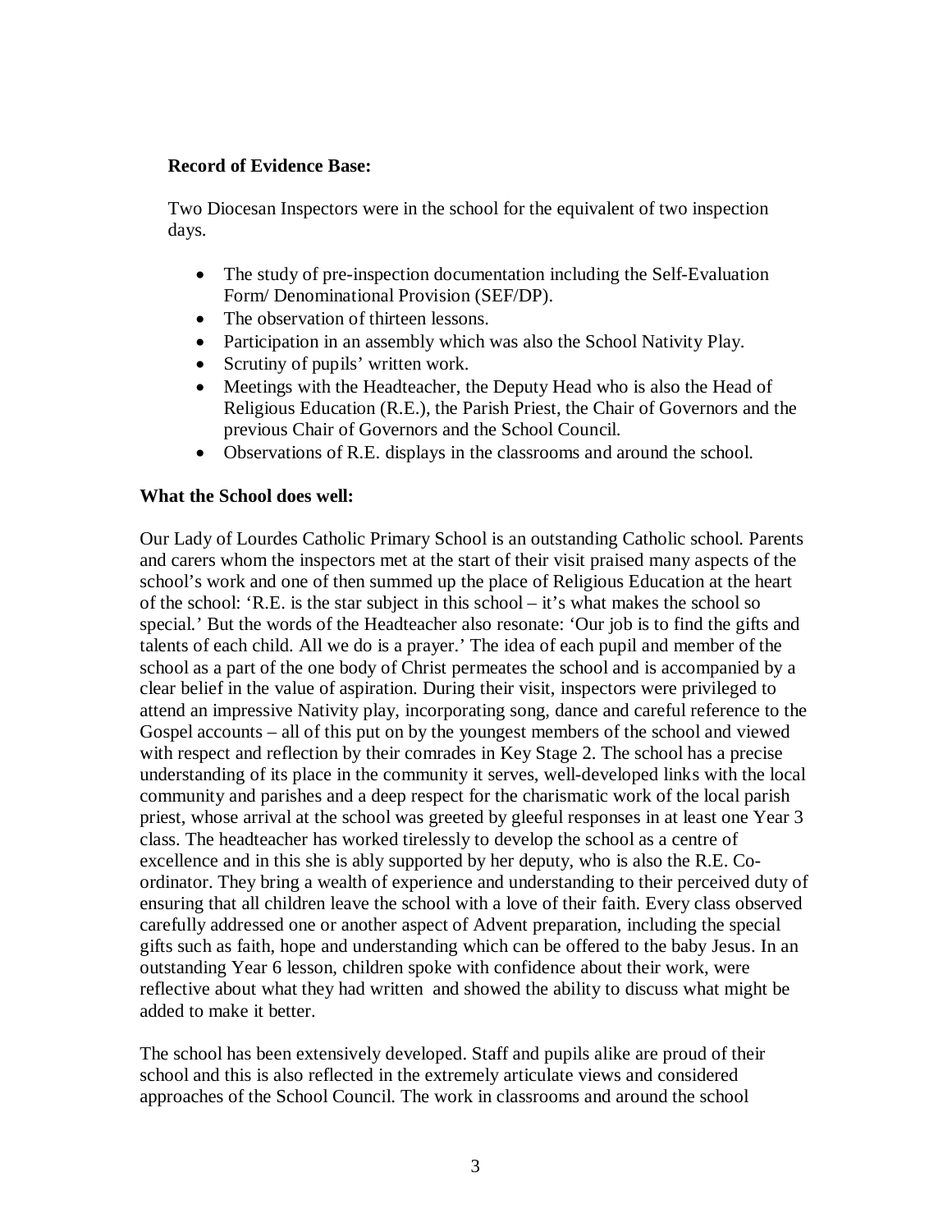**Record of Evidence Base:**

Two Diocesan Inspectors were in the school for the equivalent of two inspection days.

- The study of pre-inspection documentation including the Self-Evaluation Form/ Denominational Provision (SEF/DP).
- The observation of thirteen lessons.
- Participation in an assembly which was also the School Nativity Play.
- Scrutiny of pupils' written work.
- Meetings with the Headteacher, the Deputy Head who is also the Head of Religious Education (R.E.), the Parish Priest, the Chair of Governors and the previous Chair of Governors and the School Council.
- Observations of R.E. displays in the classrooms and around the school.

**What the School does well:**

Our Lady of Lourdes Catholic Primary School is an outstanding Catholic school. Parents and carers whom the inspectors met at the start of their visit praised many aspects of the school's work and one of then summed up the place of Religious Education at the heart of the school: 'R.E. is the star subject in this school – it's what makes the school so special.' But the words of the Headteacher also resonate: 'Our job is to find the gifts and talents of each child. All we do is a prayer.' The idea of each pupil and member of the school as a part of the one body of Christ permeates the school and is accompanied by a clear belief in the value of aspiration. During their visit, inspectors were privileged to attend an impressive Nativity play, incorporating song, dance and careful reference to the Gospel accounts – all of this put on by the youngest members of the school and viewed with respect and reflection by their comrades in Key Stage 2. The school has a precise understanding of its place in the community it serves, well-developed links with the local community and parishes and a deep respect for the charismatic work of the local parish priest, whose arrival at the school was greeted by gleeful responses in at least one Year 3 class. The headteacher has worked tirelessly to develop the school as a centre of excellence and in this she is ably supported by her deputy, who is also the R.E. Co-ordinator. They bring a wealth of experience and understanding to their perceived duty of ensuring that all children leave the school with a love of their faith. Every class observed carefully addressed one or another aspect of Advent preparation, including the special gifts such as faith, hope and understanding which can be offered to the baby Jesus. In an outstanding Year 6 lesson, children spoke with confidence about their work, were reflective about what they had written and showed the ability to discuss what might be added to make it better.

The school has been extensively developed. Staff and pupils alike are proud of their school and this is also reflected in the extremely articulate views and considered approaches of the School Council. The work in classrooms and around the school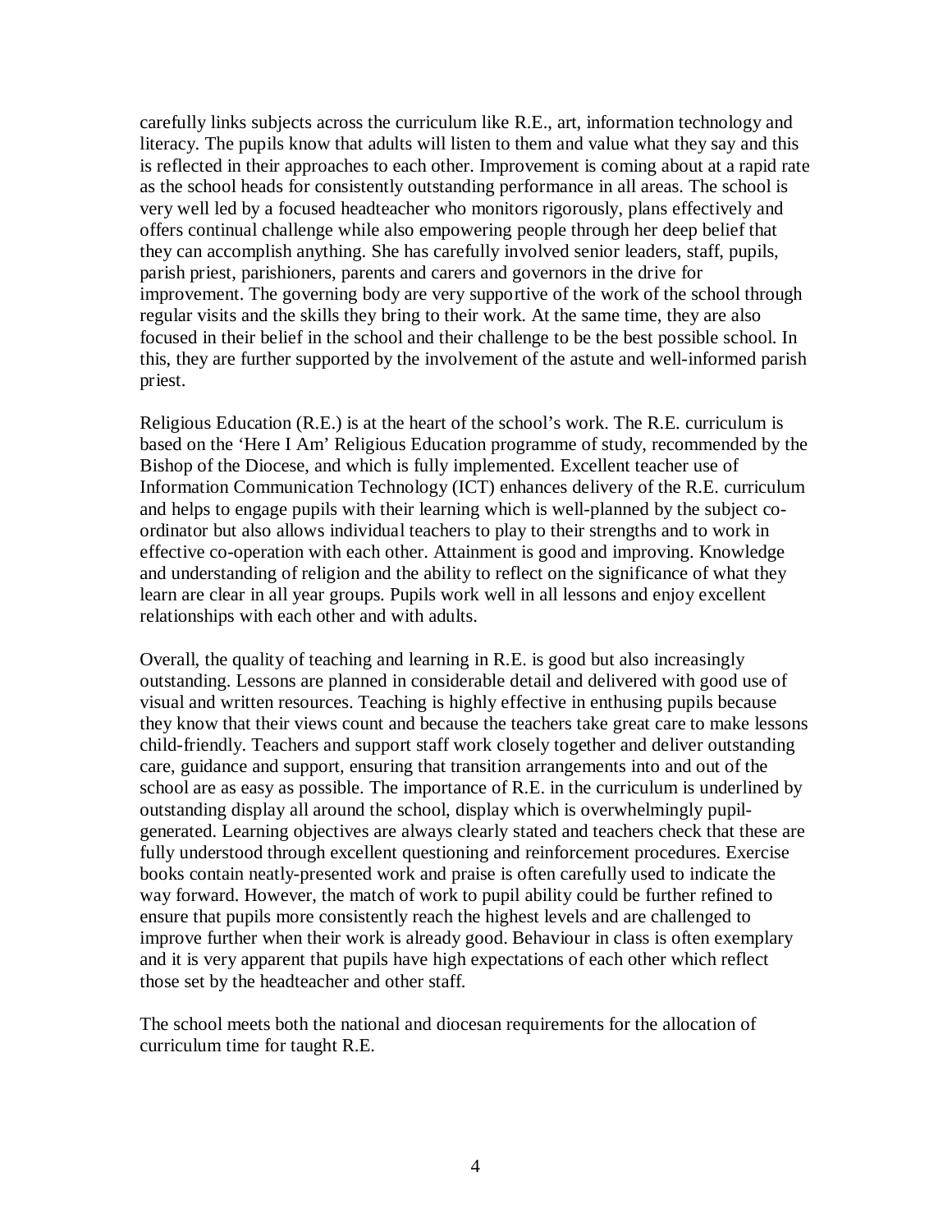carefully links subjects across the curriculum like R.E., art, information technology and literacy. The pupils know that adults will listen to them and value what they say and this is reflected in their approaches to each other. Improvement is coming about at a rapid rate as the school heads for consistently outstanding performance in all areas. The school is very well led by a focused headteacher who monitors rigorously, plans effectively and offers continual challenge while also empowering people through her deep belief that they can accomplish anything. She has carefully involved senior leaders, staff, pupils, parish priest, parishioners, parents and carers and governors in the drive for improvement. The governing body are very supportive of the work of the school through regular visits and the skills they bring to their work. At the same time, they are also focused in their belief in the school and their challenge to be the best possible school. In this, they are further supported by the involvement of the astute and well-informed parish priest.

Religious Education (R.E.) is at the heart of the school's work. The R.E. curriculum is based on the 'Here I Am' Religious Education programme of study, recommended by the Bishop of the Diocese, and which is fully implemented. Excellent teacher use of Information Communication Technology (ICT) enhances delivery of the R.E. curriculum and helps to engage pupils with their learning which is well-planned by the subject co-ordinator but also allows individual teachers to play to their strengths and to work in effective co-operation with each other. Attainment is good and improving. Knowledge and understanding of religion and the ability to reflect on the significance of what they learn are clear in all year groups. Pupils work well in all lessons and enjoy excellent relationships with each other and with adults.

Overall, the quality of teaching and learning in R.E. is good but also increasingly outstanding. Lessons are planned in considerable detail and delivered with good use of visual and written resources. Teaching is highly effective in enthusing pupils because they know that their views count and because the teachers take great care to make lessons child-friendly. Teachers and support staff work closely together and deliver outstanding care, guidance and support, ensuring that transition arrangements into and out of the school are as easy as possible. The importance of R.E. in the curriculum is underlined by outstanding display all around the school, display which is overwhelmingly pupil-generated. Learning objectives are always clearly stated and teachers check that these are fully understood through excellent questioning and reinforcement procedures. Exercise books contain neatly-presented work and praise is often carefully used to indicate the way forward. However, the match of work to pupil ability could be further refined to ensure that pupils more consistently reach the highest levels and are challenged to improve further when their work is already good. Behaviour in class is often exemplary and it is very apparent that pupils have high expectations of each other which reflect those set by the headteacher and other staff.

The school meets both the national and diocesan requirements for the allocation of curriculum time for taught R.E.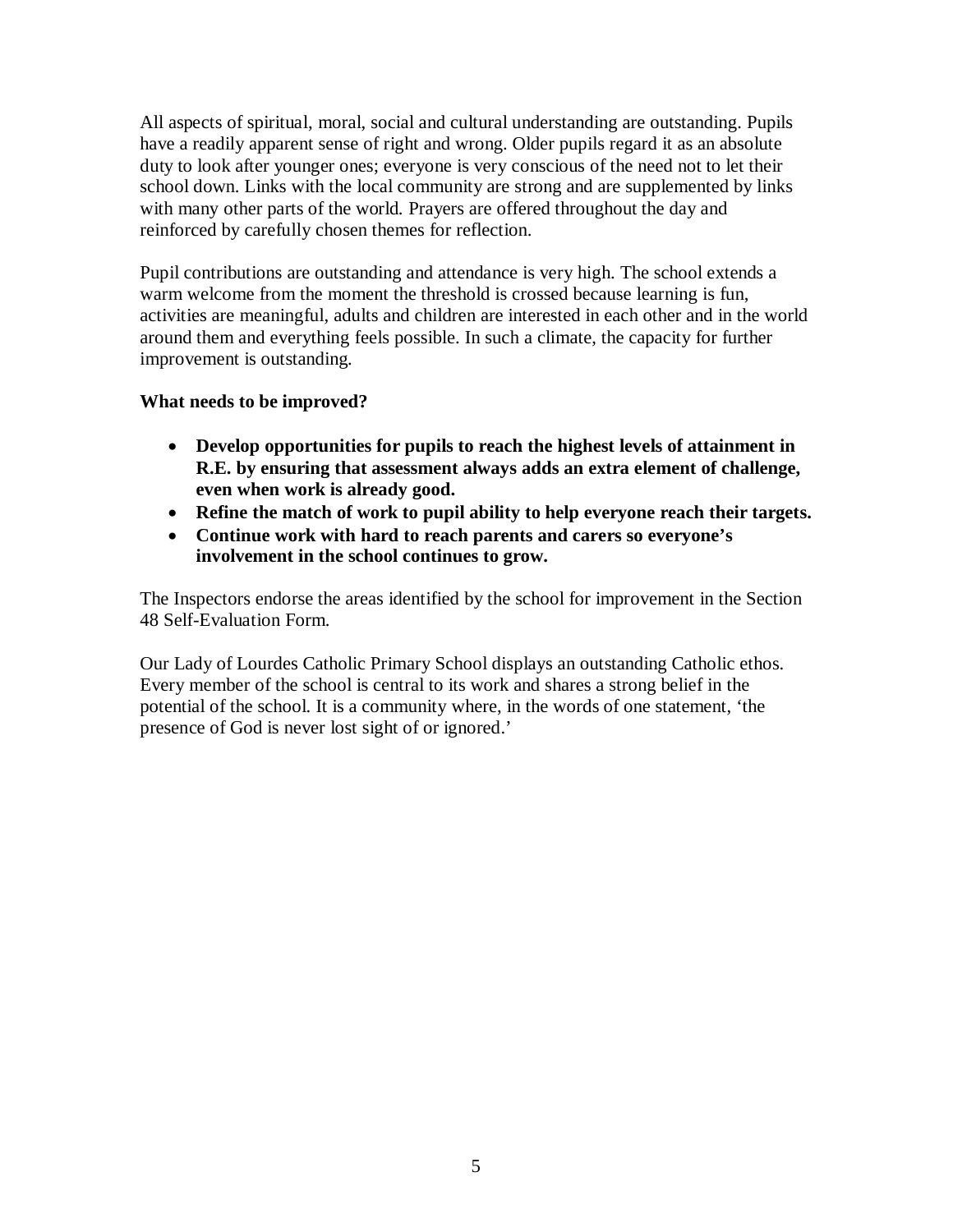All aspects of spiritual, moral, social and cultural understanding are outstanding. Pupils have a readily apparent sense of right and wrong. Older pupils regard it as an absolute duty to look after younger ones; everyone is very conscious of the need not to let their school down. Links with the local community are strong and are supplemented by links with many other parts of the world. Prayers are offered throughout the day and reinforced by carefully chosen themes for reflection.

Pupil contributions are outstanding and attendance is very high. The school extends a warm welcome from the moment the threshold is crossed because learning is fun, activities are meaningful, adults and children are interested in each other and in the world around them and everything feels possible. In such a climate, the capacity for further improvement is outstanding.

**What needs to be improved?**

- **Develop opportunities for pupils to reach the highest levels of attainment in R.E. by ensuring that assessment always adds an extra element of challenge, even when work is already good.**
- **Refine the match of work to pupil ability to help everyone reach their targets.**
- **Continue work with hard to reach parents and carers so everyone's involvement in the school continues to grow.**

The Inspectors endorse the areas identified by the school for improvement in the Section 48 Self-Evaluation Form.

Our Lady of Lourdes Catholic Primary School displays an outstanding Catholic ethos. Every member of the school is central to its work and shares a strong belief in the potential of the school. It is a community where, in the words of one statement, 'the presence of God is never lost sight of or ignored.'